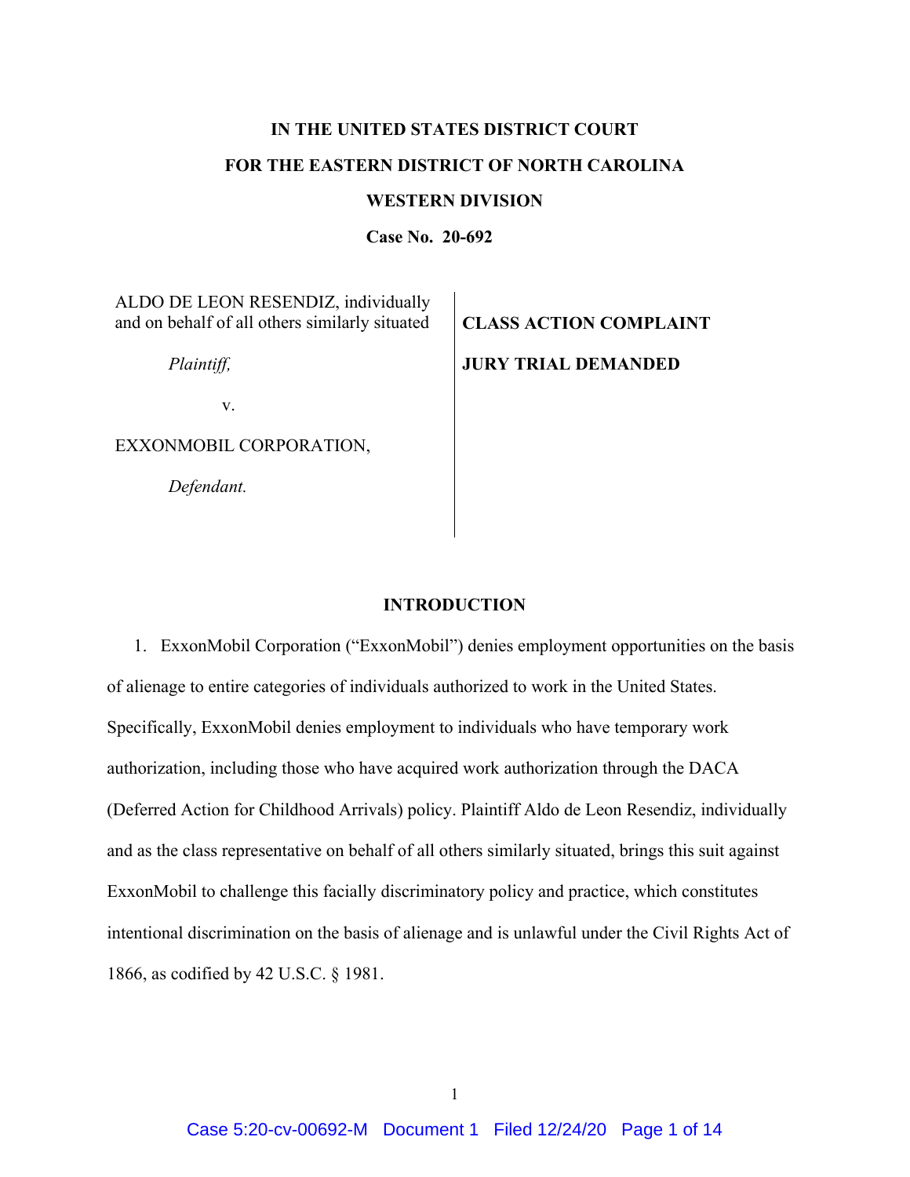**IN THE UNITED STATES DISTRICT COURT**

**FOR THE EASTERN DISTRICT OF NORTH CAROLINA**

**WESTERN DIVISION**

**Case No. 20-692**

ALDO DE LEON RESENDIZ, individually and on behalf of all others similarly situated

*Plaintiff,*

v.

EXXONMOBIL CORPORATION,

*Defendant.*

**CLASS ACTION COMPLAINT**

**JURY TRIAL DEMANDED**

## INTRODUCTION

1. ExxonMobil Corporation ("ExxonMobil") denies employment opportunities on the basis of alienage to entire categories of individuals authorized to work in the United States. Specifically, ExxonMobil denies employment to individuals who have temporary work authorization, including those who have acquired work authorization through the DACA (Deferred Action for Childhood Arrivals) policy. Plaintiff Aldo de Leon Resendiz, individually and as the class representative on behalf of all others similarly situated, brings this suit against ExxonMobil to challenge this facially discriminatory policy and practice, which constitutes intentional discrimination on the basis of alienage and is unlawful under the Civil Rights Act of 1866, as codified by 42 U.S.C. § 1981.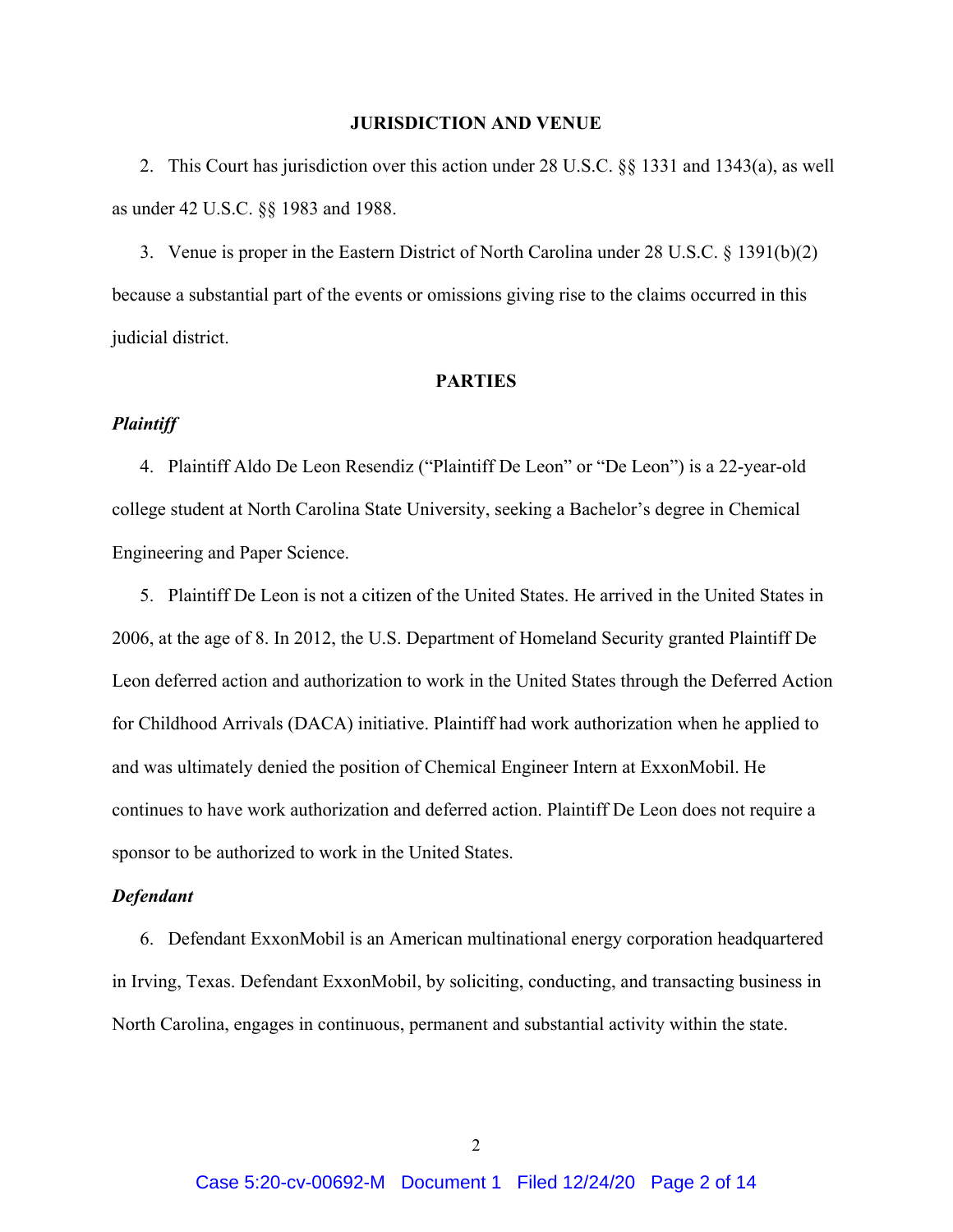## JURISDICTION AND VENUE

2. This Court has jurisdiction over this action under 28 U.S.C. §§ 1331 and 1343(a), as well as under 42 U.S.C. §§ 1983 and 1988.

3. Venue is proper in the Eastern District of North Carolina under 28 U.S.C. § 1391(b)(2) because a substantial part of the events or omissions giving rise to the claims occurred in this judicial district.

## PARTIES

***Plaintiff***

4. Plaintiff Aldo De Leon Resendiz ("Plaintiff De Leon" or "De Leon") is a 22-year-old college student at North Carolina State University, seeking a Bachelor's degree in Chemical Engineering and Paper Science.

5. Plaintiff De Leon is not a citizen of the United States. He arrived in the United States in 2006, at the age of 8. In 2012, the U.S. Department of Homeland Security granted Plaintiff De Leon deferred action and authorization to work in the United States through the Deferred Action for Childhood Arrivals (DACA) initiative. Plaintiff had work authorization when he applied to and was ultimately denied the position of Chemical Engineer Intern at ExxonMobil. He continues to have work authorization and deferred action. Plaintiff De Leon does not require a sponsor to be authorized to work in the United States.

***Defendant***

6. Defendant ExxonMobil is an American multinational energy corporation headquartered in Irving, Texas. Defendant ExxonMobil, by soliciting, conducting, and transacting business in North Carolina, engages in continuous, permanent and substantial activity within the state.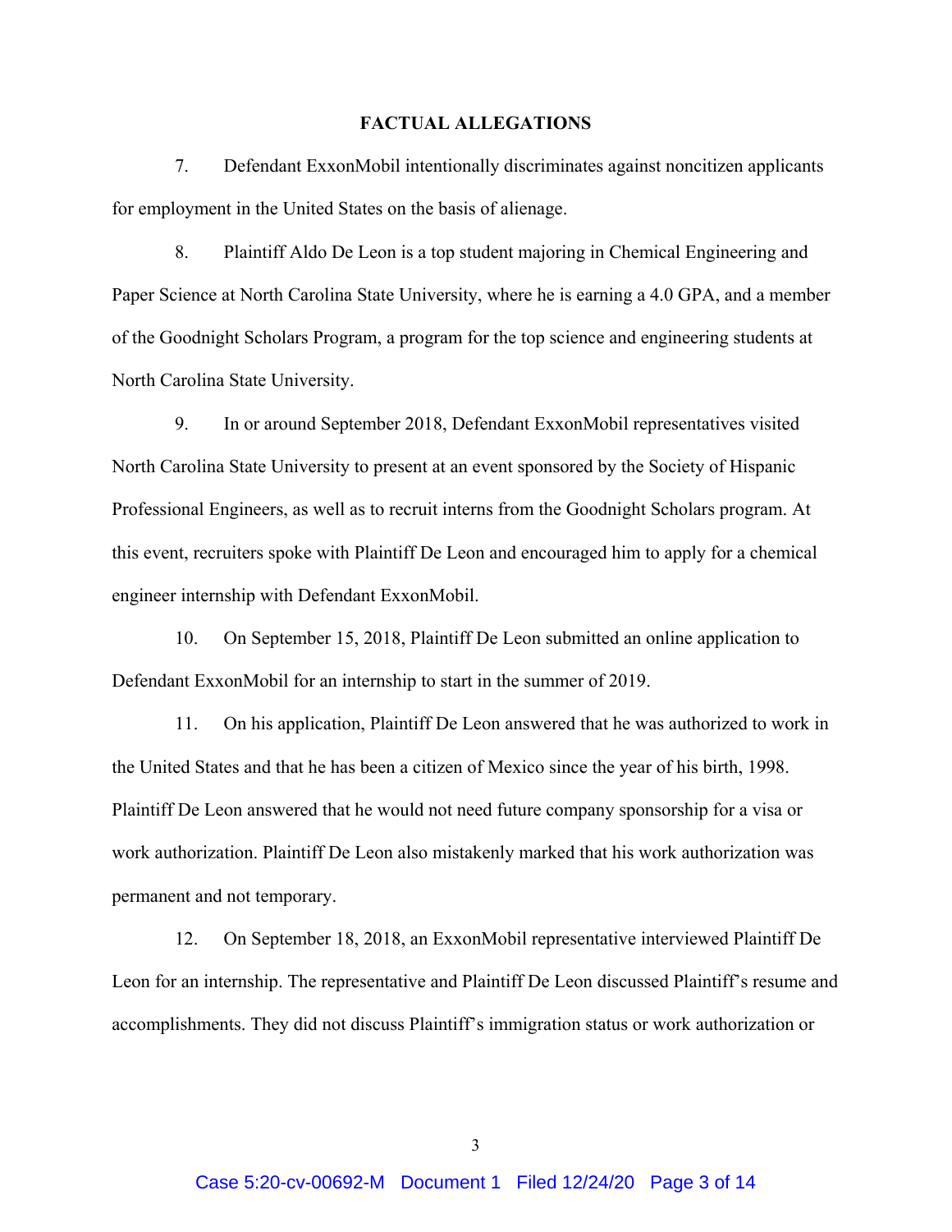## FACTUAL ALLEGATIONS

7. Defendant ExxonMobil intentionally discriminates against noncitizen applicants for employment in the United States on the basis of alienage.

8. Plaintiff Aldo De Leon is a top student majoring in Chemical Engineering and Paper Science at North Carolina State University, where he is earning a 4.0 GPA, and a member of the Goodnight Scholars Program, a program for the top science and engineering students at North Carolina State University.

9. In or around September 2018, Defendant ExxonMobil representatives visited North Carolina State University to present at an event sponsored by the Society of Hispanic Professional Engineers, as well as to recruit interns from the Goodnight Scholars program. At this event, recruiters spoke with Plaintiff De Leon and encouraged him to apply for a chemical engineer internship with Defendant ExxonMobil.

10. On September 15, 2018, Plaintiff De Leon submitted an online application to Defendant ExxonMobil for an internship to start in the summer of 2019.

11. On his application, Plaintiff De Leon answered that he was authorized to work in the United States and that he has been a citizen of Mexico since the year of his birth, 1998. Plaintiff De Leon answered that he would not need future company sponsorship for a visa or work authorization. Plaintiff De Leon also mistakenly marked that his work authorization was permanent and not temporary.

12. On September 18, 2018, an ExxonMobil representative interviewed Plaintiff De Leon for an internship. The representative and Plaintiff De Leon discussed Plaintiff's resume and accomplishments. They did not discuss Plaintiff's immigration status or work authorization or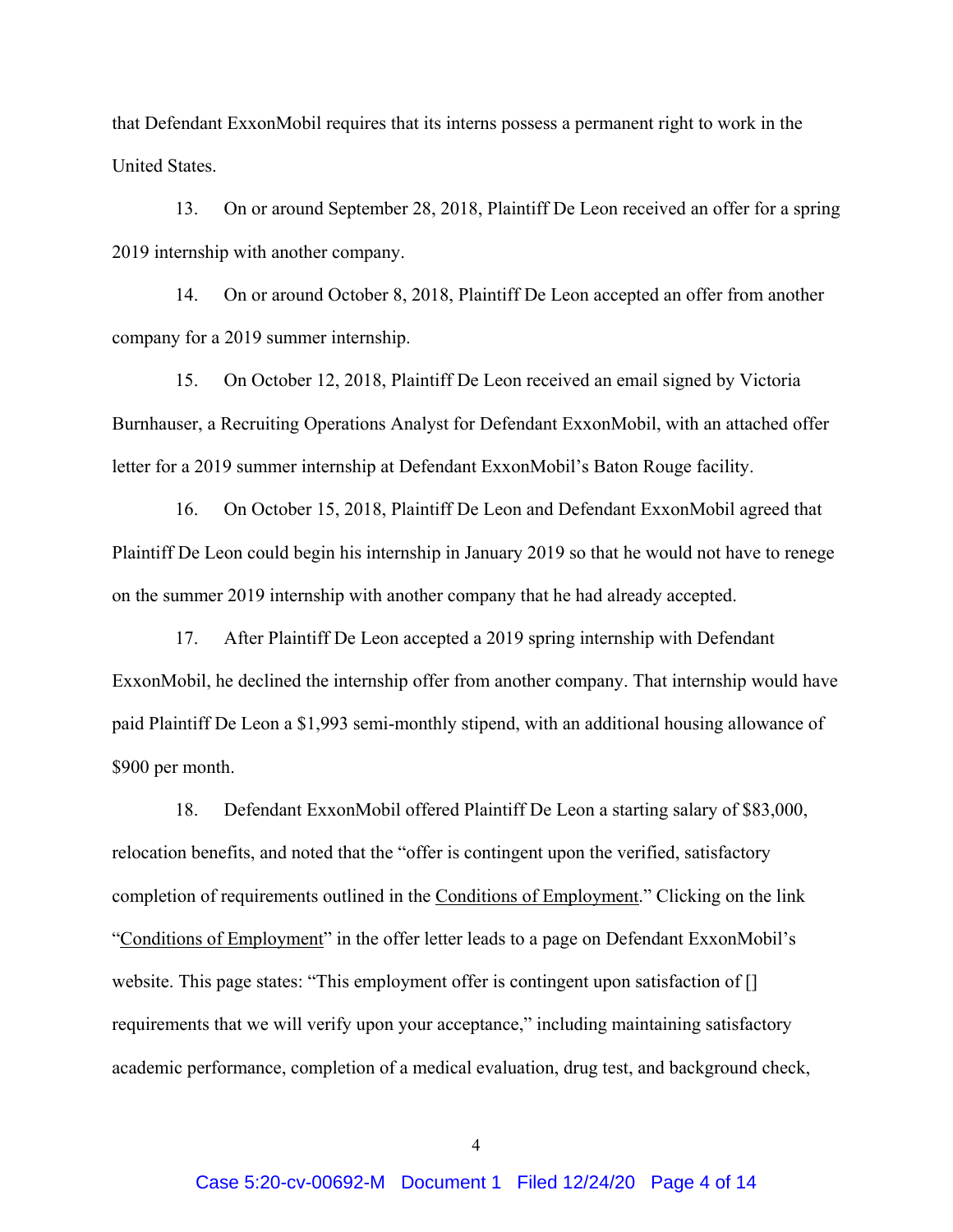that Defendant ExxonMobil requires that its interns possess a permanent right to work in the United States.

13. On or around September 28, 2018, Plaintiff De Leon received an offer for a spring 2019 internship with another company.

14. On or around October 8, 2018, Plaintiff De Leon accepted an offer from another company for a 2019 summer internship.

15. On October 12, 2018, Plaintiff De Leon received an email signed by Victoria Burnhauser, a Recruiting Operations Analyst for Defendant ExxonMobil, with an attached offer letter for a 2019 summer internship at Defendant ExxonMobil's Baton Rouge facility.

16. On October 15, 2018, Plaintiff De Leon and Defendant ExxonMobil agreed that Plaintiff De Leon could begin his internship in January 2019 so that he would not have to renege on the summer 2019 internship with another company that he had already accepted.

17. After Plaintiff De Leon accepted a 2019 spring internship with Defendant ExxonMobil, he declined the internship offer from another company. That internship would have paid Plaintiff De Leon a $1,993 semi-monthly stipend, with an additional housing allowance of $900 per month.

18. Defendant ExxonMobil offered Plaintiff De Leon a starting salary of $83,000, relocation benefits, and noted that the "offer is contingent upon the verified, satisfactory completion of requirements outlined in the Conditions of Employment." Clicking on the link "Conditions of Employment" in the offer letter leads to a page on Defendant ExxonMobil's website. This page states: "This employment offer is contingent upon satisfaction of [] requirements that we will verify upon your acceptance," including maintaining satisfactory academic performance, completion of a medical evaluation, drug test, and background check,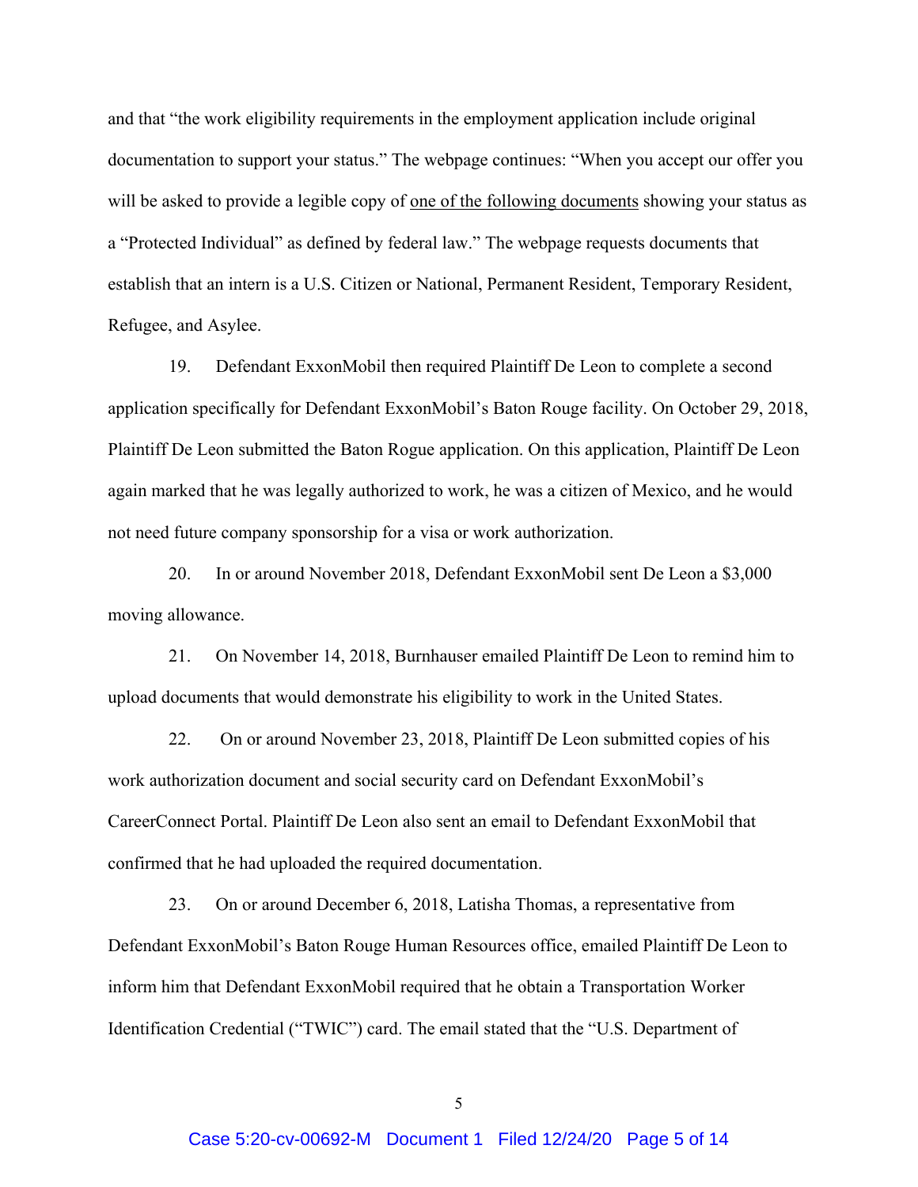and that "the work eligibility requirements in the employment application include original documentation to support your status." The webpage continues: "When you accept our offer you will be asked to provide a legible copy of <u>one of the following documents</u> showing your status as a "Protected Individual" as defined by federal law." The webpage requests documents that establish that an intern is a U.S. Citizen or National, Permanent Resident, Temporary Resident, Refugee, and Asylee.

19. Defendant ExxonMobil then required Plaintiff De Leon to complete a second application specifically for Defendant ExxonMobil's Baton Rouge facility. On October 29, 2018, Plaintiff De Leon submitted the Baton Rogue application. On this application, Plaintiff De Leon again marked that he was legally authorized to work, he was a citizen of Mexico, and he would not need future company sponsorship for a visa or work authorization.

20. In or around November 2018, Defendant ExxonMobil sent De Leon a $3,000 moving allowance.

21. On November 14, 2018, Burnhauser emailed Plaintiff De Leon to remind him to upload documents that would demonstrate his eligibility to work in the United States.

22. On or around November 23, 2018, Plaintiff De Leon submitted copies of his work authorization document and social security card on Defendant ExxonMobil's CareerConnect Portal. Plaintiff De Leon also sent an email to Defendant ExxonMobil that confirmed that he had uploaded the required documentation.

23. On or around December 6, 2018, Latisha Thomas, a representative from Defendant ExxonMobil's Baton Rouge Human Resources office, emailed Plaintiff De Leon to inform him that Defendant ExxonMobil required that he obtain a Transportation Worker Identification Credential ("TWIC") card. The email stated that the "U.S. Department of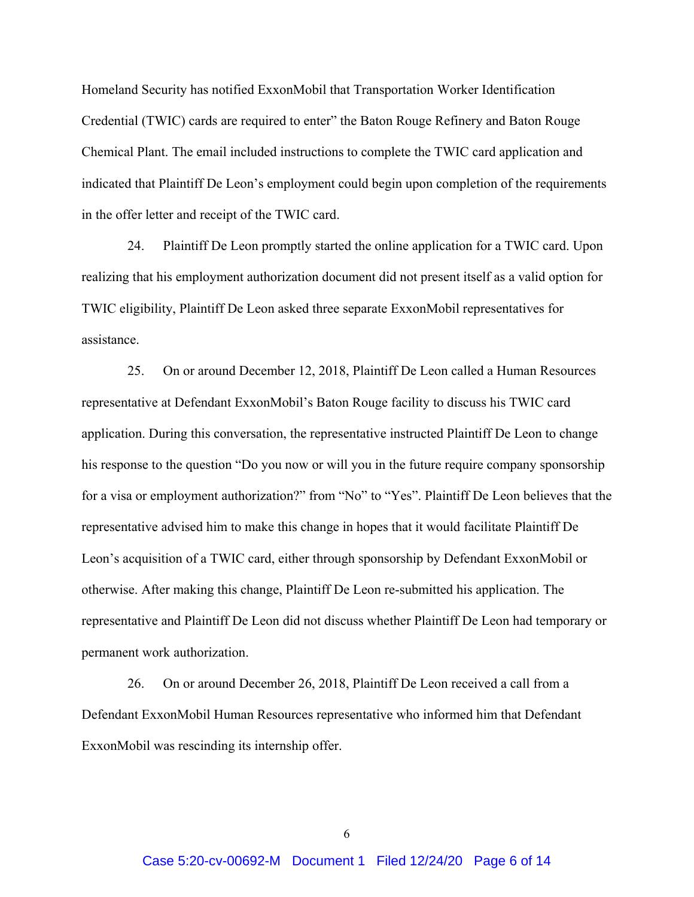Homeland Security has notified ExxonMobil that Transportation Worker Identification Credential (TWIC) cards are required to enter" the Baton Rouge Refinery and Baton Rouge Chemical Plant. The email included instructions to complete the TWIC card application and indicated that Plaintiff De Leon's employment could begin upon completion of the requirements in the offer letter and receipt of the TWIC card.

24. Plaintiff De Leon promptly started the online application for a TWIC card. Upon realizing that his employment authorization document did not present itself as a valid option for TWIC eligibility, Plaintiff De Leon asked three separate ExxonMobil representatives for assistance.

25. On or around December 12, 2018, Plaintiff De Leon called a Human Resources representative at Defendant ExxonMobil's Baton Rouge facility to discuss his TWIC card application. During this conversation, the representative instructed Plaintiff De Leon to change his response to the question "Do you now or will you in the future require company sponsorship for a visa or employment authorization?" from "No" to "Yes". Plaintiff De Leon believes that the representative advised him to make this change in hopes that it would facilitate Plaintiff De Leon's acquisition of a TWIC card, either through sponsorship by Defendant ExxonMobil or otherwise. After making this change, Plaintiff De Leon re-submitted his application. The representative and Plaintiff De Leon did not discuss whether Plaintiff De Leon had temporary or permanent work authorization.

26. On or around December 26, 2018, Plaintiff De Leon received a call from a Defendant ExxonMobil Human Resources representative who informed him that Defendant ExxonMobil was rescinding its internship offer.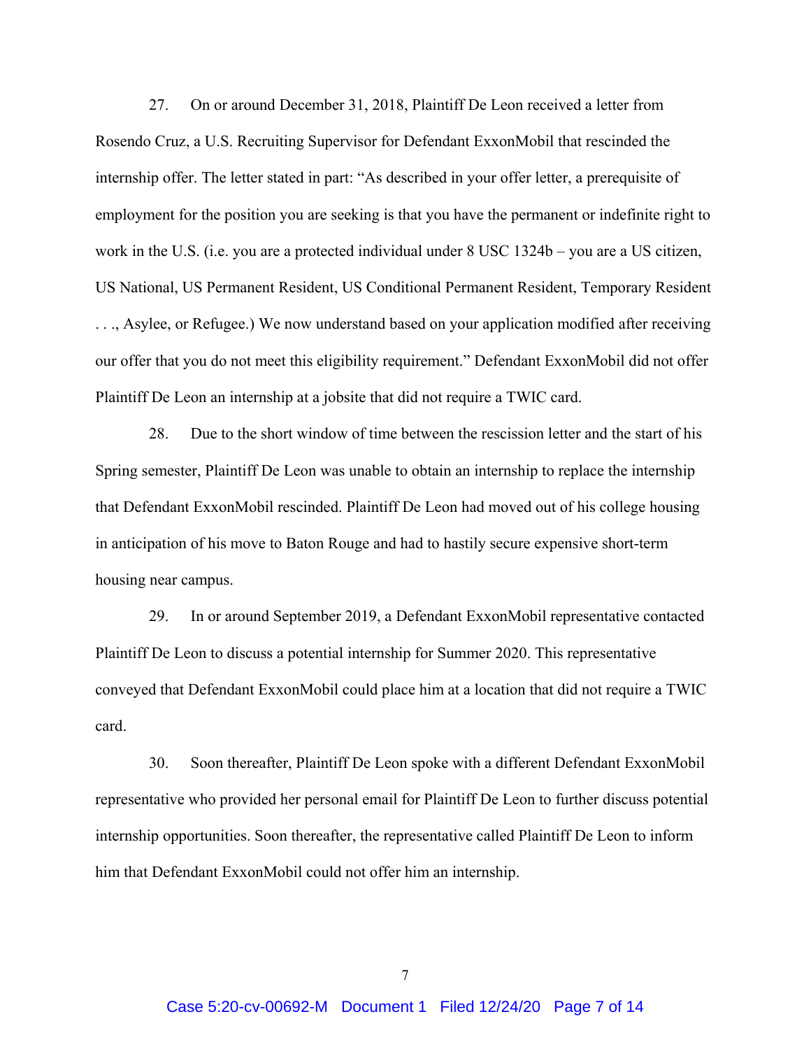27. On or around December 31, 2018, Plaintiff De Leon received a letter from Rosendo Cruz, a U.S. Recruiting Supervisor for Defendant ExxonMobil that rescinded the internship offer. The letter stated in part: "As described in your offer letter, a prerequisite of employment for the position you are seeking is that you have the permanent or indefinite right to work in the U.S. (i.e. you are a protected individual under 8 USC 1324b – you are a US citizen, US National, US Permanent Resident, US Conditional Permanent Resident, Temporary Resident . . ., Asylee, or Refugee.) We now understand based on your application modified after receiving our offer that you do not meet this eligibility requirement." Defendant ExxonMobil did not offer Plaintiff De Leon an internship at a jobsite that did not require a TWIC card.

28. Due to the short window of time between the rescission letter and the start of his Spring semester, Plaintiff De Leon was unable to obtain an internship to replace the internship that Defendant ExxonMobil rescinded. Plaintiff De Leon had moved out of his college housing in anticipation of his move to Baton Rouge and had to hastily secure expensive short-term housing near campus.

29. In or around September 2019, a Defendant ExxonMobil representative contacted Plaintiff De Leon to discuss a potential internship for Summer 2020. This representative conveyed that Defendant ExxonMobil could place him at a location that did not require a TWIC card.

30. Soon thereafter, Plaintiff De Leon spoke with a different Defendant ExxonMobil representative who provided her personal email for Plaintiff De Leon to further discuss potential internship opportunities. Soon thereafter, the representative called Plaintiff De Leon to inform him that Defendant ExxonMobil could not offer him an internship.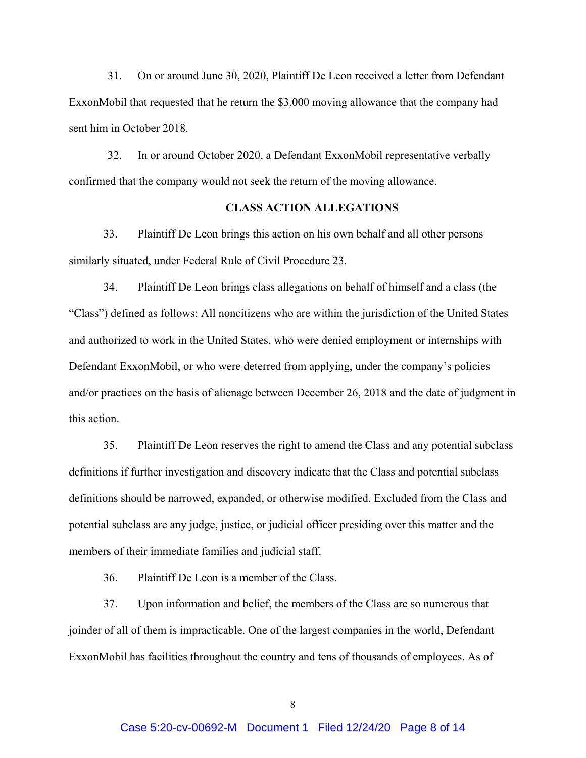31. On or around June 30, 2020, Plaintiff De Leon received a letter from Defendant ExxonMobil that requested that he return the $3,000 moving allowance that the company had sent him in October 2018.

32. In or around October 2020, a Defendant ExxonMobil representative verbally confirmed that the company would not seek the return of the moving allowance.

## CLASS ACTION ALLEGATIONS

33. Plaintiff De Leon brings this action on his own behalf and all other persons similarly situated, under Federal Rule of Civil Procedure 23.

34. Plaintiff De Leon brings class allegations on behalf of himself and a class (the "Class") defined as follows: All noncitizens who are within the jurisdiction of the United States and authorized to work in the United States, who were denied employment or internships with Defendant ExxonMobil, or who were deterred from applying, under the company's policies and/or practices on the basis of alienage between December 26, 2018 and the date of judgment in this action.

35. Plaintiff De Leon reserves the right to amend the Class and any potential subclass definitions if further investigation and discovery indicate that the Class and potential subclass definitions should be narrowed, expanded, or otherwise modified. Excluded from the Class and potential subclass are any judge, justice, or judicial officer presiding over this matter and the members of their immediate families and judicial staff.

36. Plaintiff De Leon is a member of the Class.

37. Upon information and belief, the members of the Class are so numerous that joinder of all of them is impracticable. One of the largest companies in the world, Defendant ExxonMobil has facilities throughout the country and tens of thousands of employees. As of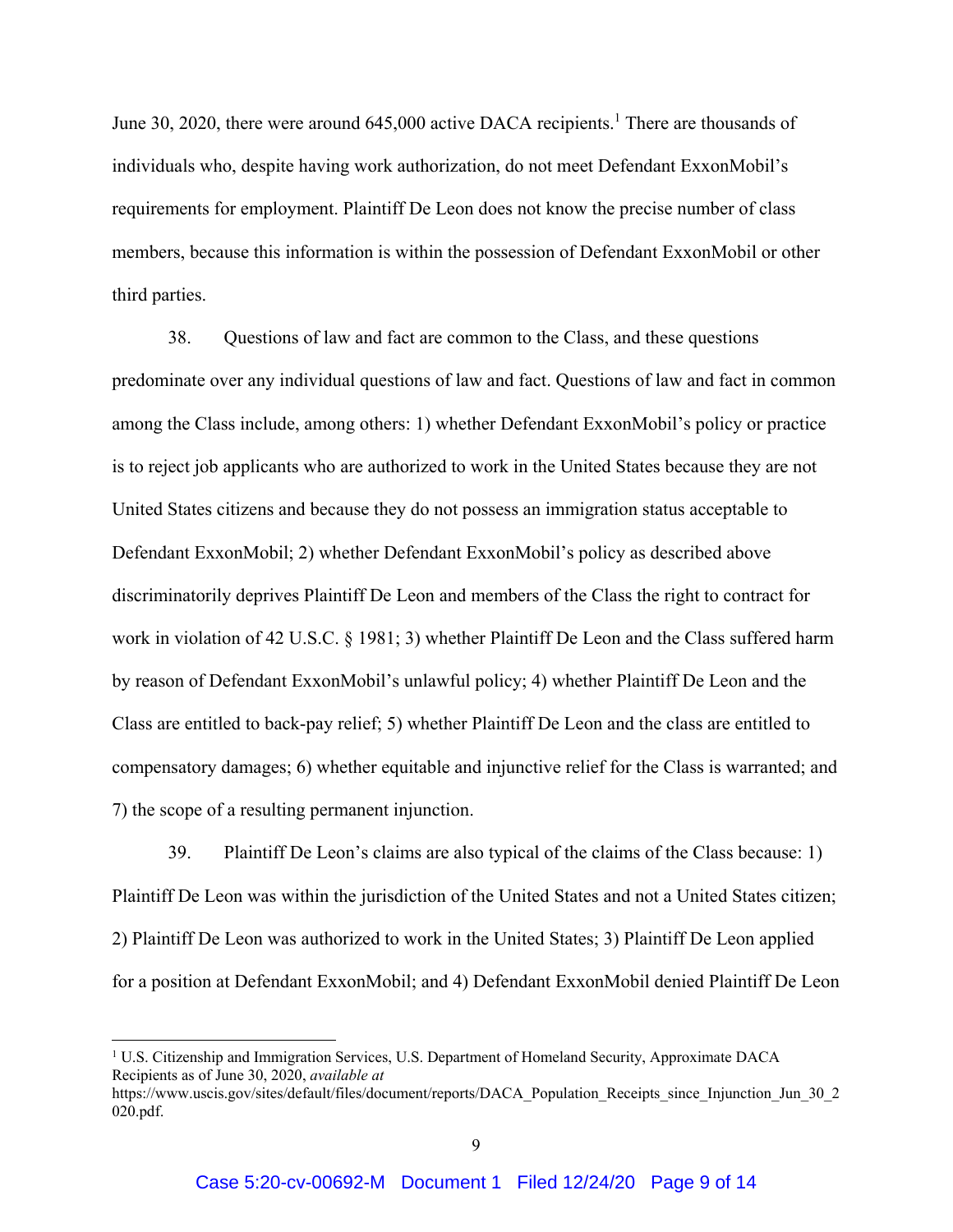June 30, 2020, there were around 645,000 active DACA recipients.[1] There are thousands of individuals who, despite having work authorization, do not meet Defendant ExxonMobil's requirements for employment. Plaintiff De Leon does not know the precise number of class members, because this information is within the possession of Defendant ExxonMobil or other third parties.

38. Questions of law and fact are common to the Class, and these questions predominate over any individual questions of law and fact. Questions of law and fact in common among the Class include, among others: 1) whether Defendant ExxonMobil's policy or practice is to reject job applicants who are authorized to work in the United States because they are not United States citizens and because they do not possess an immigration status acceptable to Defendant ExxonMobil; 2) whether Defendant ExxonMobil's policy as described above discriminatorily deprives Plaintiff De Leon and members of the Class the right to contract for work in violation of 42 U.S.C. § 1981; 3) whether Plaintiff De Leon and the Class suffered harm by reason of Defendant ExxonMobil's unlawful policy; 4) whether Plaintiff De Leon and the Class are entitled to back-pay relief; 5) whether Plaintiff De Leon and the class are entitled to compensatory damages; 6) whether equitable and injunctive relief for the Class is warranted; and 7) the scope of a resulting permanent injunction.

39. Plaintiff De Leon's claims are also typical of the claims of the Class because: 1) Plaintiff De Leon was within the jurisdiction of the United States and not a United States citizen; 2) Plaintiff De Leon was authorized to work in the United States; 3) Plaintiff De Leon applied for a position at Defendant ExxonMobil; and 4) Defendant ExxonMobil denied Plaintiff De Leon

---

[1] U.S. Citizenship and Immigration Services, U.S. Department of Homeland Security, Approximate DACA Recipients as of June 30, 2020, *available at* https://www.uscis.gov/sites/default/files/document/reports/DACA_Population_Receipts_since_Injunction_Jun_30_2020.pdf.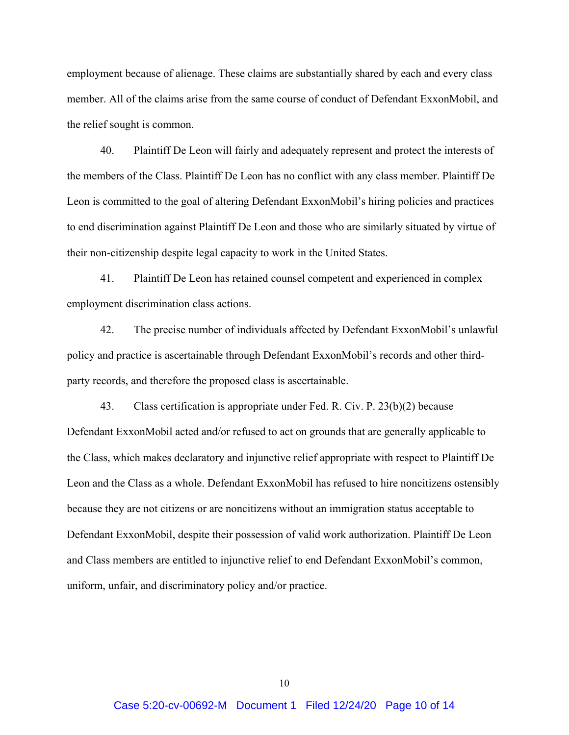employment because of alienage. These claims are substantially shared by each and every class member. All of the claims arise from the same course of conduct of Defendant ExxonMobil, and the relief sought is common.

40. Plaintiff De Leon will fairly and adequately represent and protect the interests of the members of the Class. Plaintiff De Leon has no conflict with any class member. Plaintiff De Leon is committed to the goal of altering Defendant ExxonMobil's hiring policies and practices to end discrimination against Plaintiff De Leon and those who are similarly situated by virtue of their non-citizenship despite legal capacity to work in the United States.

41. Plaintiff De Leon has retained counsel competent and experienced in complex employment discrimination class actions.

42. The precise number of individuals affected by Defendant ExxonMobil's unlawful policy and practice is ascertainable through Defendant ExxonMobil's records and other third-party records, and therefore the proposed class is ascertainable.

43. Class certification is appropriate under Fed. R. Civ. P. 23(b)(2) because Defendant ExxonMobil acted and/or refused to act on grounds that are generally applicable to the Class, which makes declaratory and injunctive relief appropriate with respect to Plaintiff De Leon and the Class as a whole. Defendant ExxonMobil has refused to hire noncitizens ostensibly because they are not citizens or are noncitizens without an immigration status acceptable to Defendant ExxonMobil, despite their possession of valid work authorization. Plaintiff De Leon and Class members are entitled to injunctive relief to end Defendant ExxonMobil's common, uniform, unfair, and discriminatory policy and/or practice.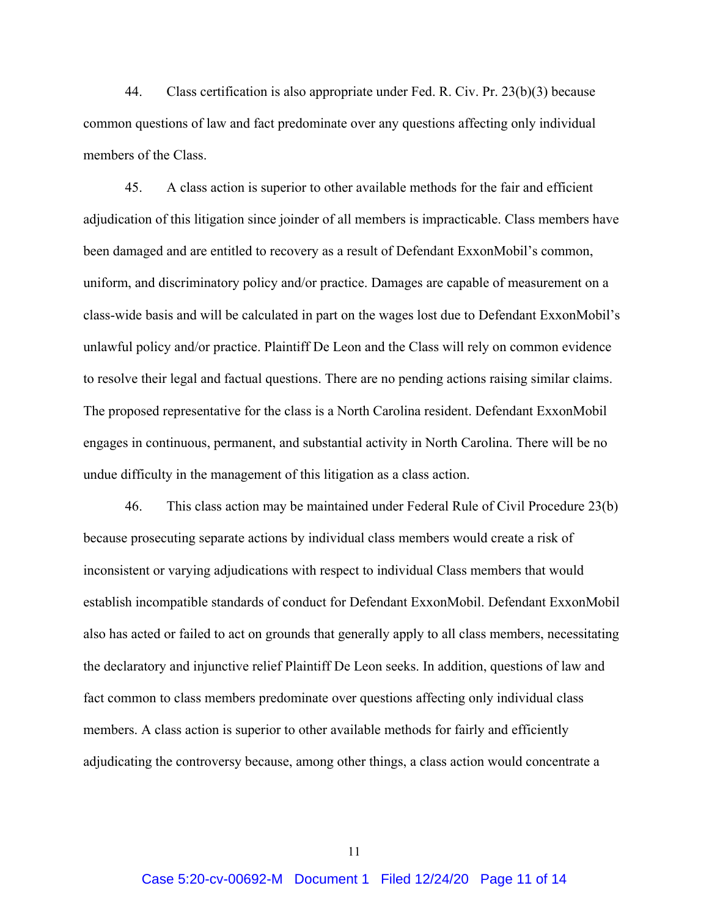44. Class certification is also appropriate under Fed. R. Civ. Pr. 23(b)(3) because common questions of law and fact predominate over any questions affecting only individual members of the Class.

45. A class action is superior to other available methods for the fair and efficient adjudication of this litigation since joinder of all members is impracticable. Class members have been damaged and are entitled to recovery as a result of Defendant ExxonMobil's common, uniform, and discriminatory policy and/or practice. Damages are capable of measurement on a class-wide basis and will be calculated in part on the wages lost due to Defendant ExxonMobil's unlawful policy and/or practice. Plaintiff De Leon and the Class will rely on common evidence to resolve their legal and factual questions. There are no pending actions raising similar claims. The proposed representative for the class is a North Carolina resident. Defendant ExxonMobil engages in continuous, permanent, and substantial activity in North Carolina. There will be no undue difficulty in the management of this litigation as a class action.

46. This class action may be maintained under Federal Rule of Civil Procedure 23(b) because prosecuting separate actions by individual class members would create a risk of inconsistent or varying adjudications with respect to individual Class members that would establish incompatible standards of conduct for Defendant ExxonMobil. Defendant ExxonMobil also has acted or failed to act on grounds that generally apply to all class members, necessitating the declaratory and injunctive relief Plaintiff De Leon seeks. In addition, questions of law and fact common to class members predominate over questions affecting only individual class members. A class action is superior to other available methods for fairly and efficiently adjudicating the controversy because, among other things, a class action would concentrate a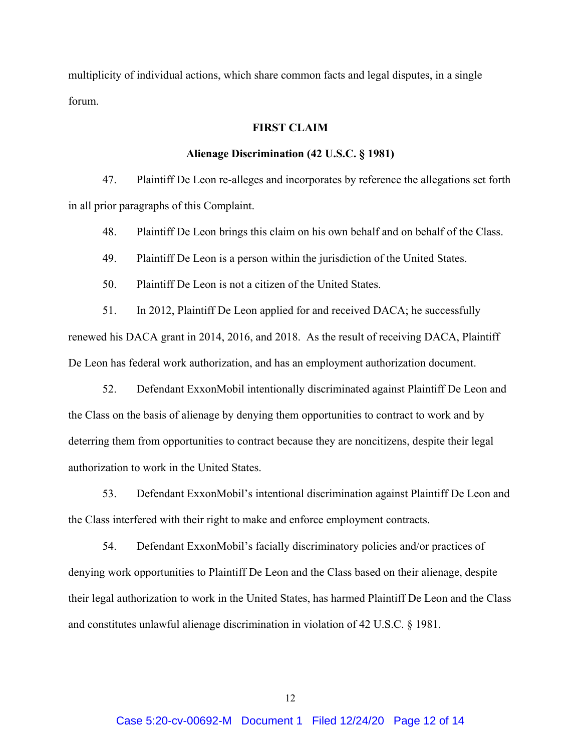multiplicity of individual actions, which share common facts and legal disputes, in a single forum.

**FIRST CLAIM**

**Alienage Discrimination (42 U.S.C. § 1981)**

47. Plaintiff De Leon re-alleges and incorporates by reference the allegations set forth in all prior paragraphs of this Complaint.

48. Plaintiff De Leon brings this claim on his own behalf and on behalf of the Class.

49. Plaintiff De Leon is a person within the jurisdiction of the United States.

50. Plaintiff De Leon is not a citizen of the United States.

51. In 2012, Plaintiff De Leon applied for and received DACA; he successfully renewed his DACA grant in 2014, 2016, and 2018. As the result of receiving DACA, Plaintiff De Leon has federal work authorization, and has an employment authorization document.

52. Defendant ExxonMobil intentionally discriminated against Plaintiff De Leon and the Class on the basis of alienage by denying them opportunities to contract to work and by deterring them from opportunities to contract because they are noncitizens, despite their legal authorization to work in the United States.

53. Defendant ExxonMobil's intentional discrimination against Plaintiff De Leon and the Class interfered with their right to make and enforce employment contracts.

54. Defendant ExxonMobil's facially discriminatory policies and/or practices of denying work opportunities to Plaintiff De Leon and the Class based on their alienage, despite their legal authorization to work in the United States, has harmed Plaintiff De Leon and the Class and constitutes unlawful alienage discrimination in violation of 42 U.S.C. § 1981.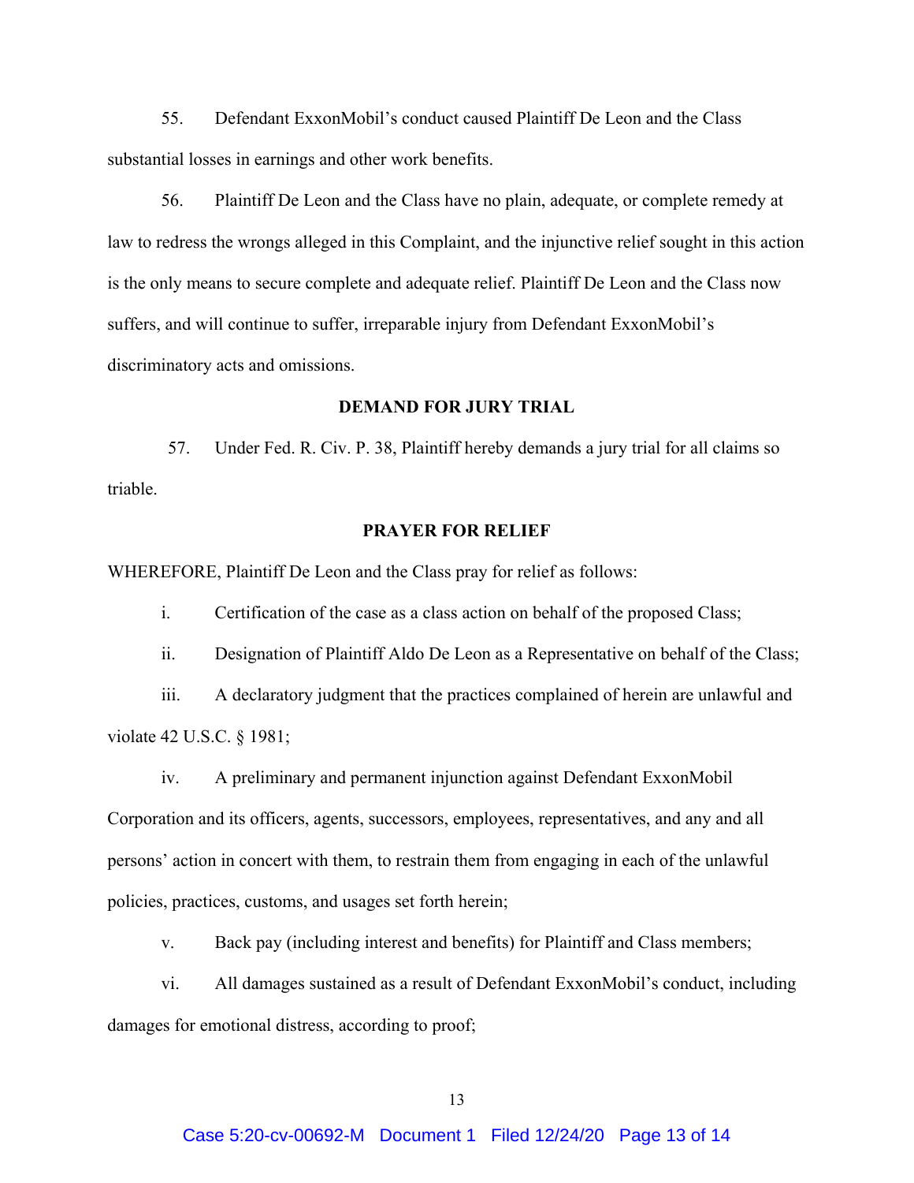55. Defendant ExxonMobil's conduct caused Plaintiff De Leon and the Class substantial losses in earnings and other work benefits.

56. Plaintiff De Leon and the Class have no plain, adequate, or complete remedy at law to redress the wrongs alleged in this Complaint, and the injunctive relief sought in this action is the only means to secure complete and adequate relief. Plaintiff De Leon and the Class now suffers, and will continue to suffer, irreparable injury from Defendant ExxonMobil's discriminatory acts and omissions.

**DEMAND FOR JURY TRIAL**

57. Under Fed. R. Civ. P. 38, Plaintiff hereby demands a jury trial for all claims so triable.

**PRAYER FOR RELIEF**

WHEREFORE, Plaintiff De Leon and the Class pray for relief as follows:

i. Certification of the case as a class action on behalf of the proposed Class;

ii. Designation of Plaintiff Aldo De Leon as a Representative on behalf of the Class;

iii. A declaratory judgment that the practices complained of herein are unlawful and violate 42 U.S.C. § 1981;

iv. A preliminary and permanent injunction against Defendant ExxonMobil Corporation and its officers, agents, successors, employees, representatives, and any and all persons' action in concert with them, to restrain them from engaging in each of the unlawful policies, practices, customs, and usages set forth herein;

v. Back pay (including interest and benefits) for Plaintiff and Class members;

vi. All damages sustained as a result of Defendant ExxonMobil's conduct, including damages for emotional distress, according to proof;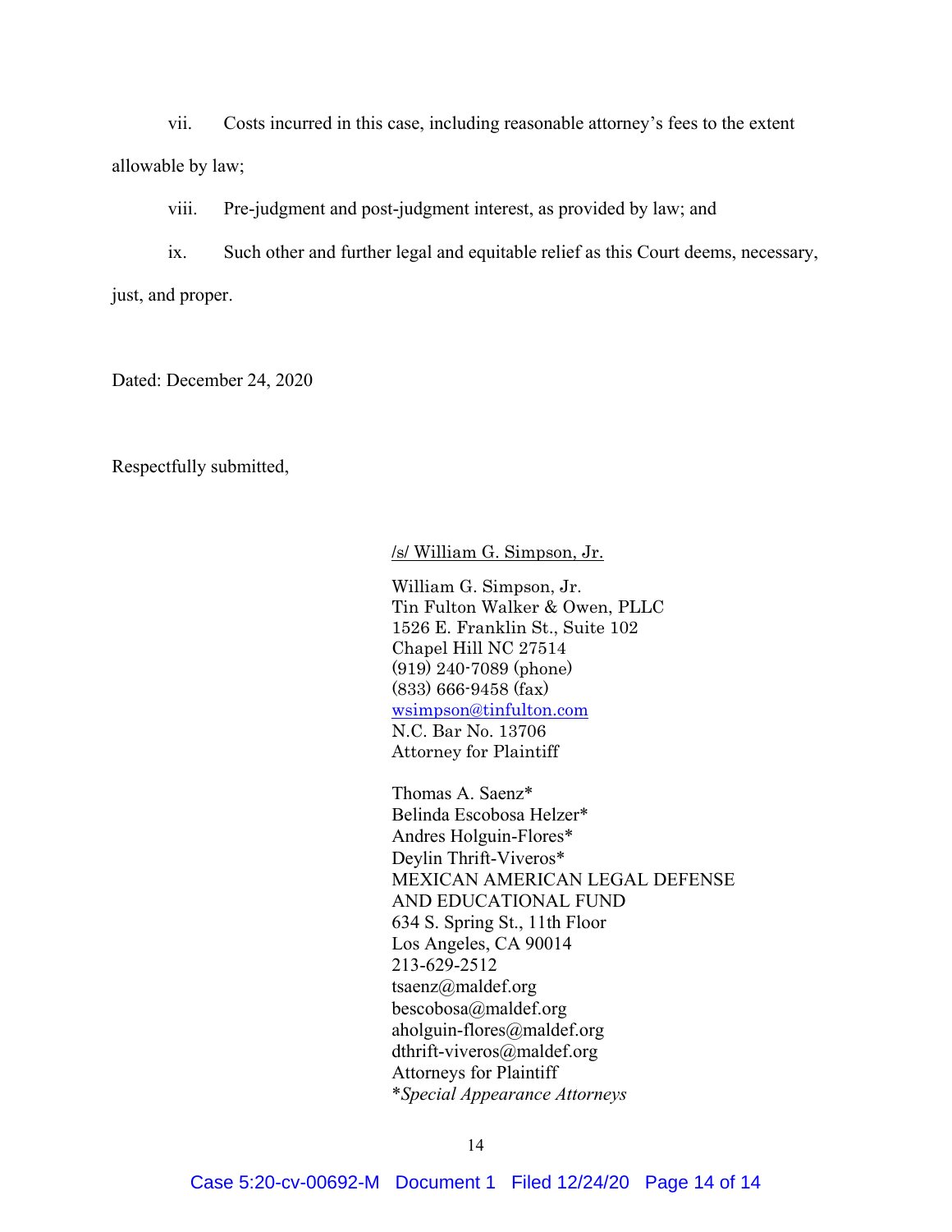vii. Costs incurred in this case, including reasonable attorney's fees to the extent allowable by law;

viii. Pre-judgment and post-judgment interest, as provided by law; and

ix. Such other and further legal and equitable relief as this Court deems, necessary, just, and proper.

Dated: December 24, 2020

Respectfully submitted,

/s/ William G. Simpson, Jr.

William G. Simpson, Jr.
Tin Fulton Walker & Owen, PLLC
1526 E. Franklin St., Suite 102
Chapel Hill NC 27514
(919) 240-7089 (phone)
(833) 666-9458 (fax)
wsimpson@tinfulton.com
N.C. Bar No. 13706
Attorney for Plaintiff

Thomas A. Saenz*
Belinda Escobosa Helzer*
Andres Holguin-Flores*
Deylin Thrift-Viveros*
MEXICAN AMERICAN LEGAL DEFENSE AND EDUCATIONAL FUND
634 S. Spring St., 11th Floor
Los Angeles, CA 90014
213-629-2512
tsaenz@maldef.org
bescobosa@maldef.org
aholguin-flores@maldef.org
dthrift-viveros@maldef.org
Attorneys for Plaintiff
**Special Appearance Attorneys*